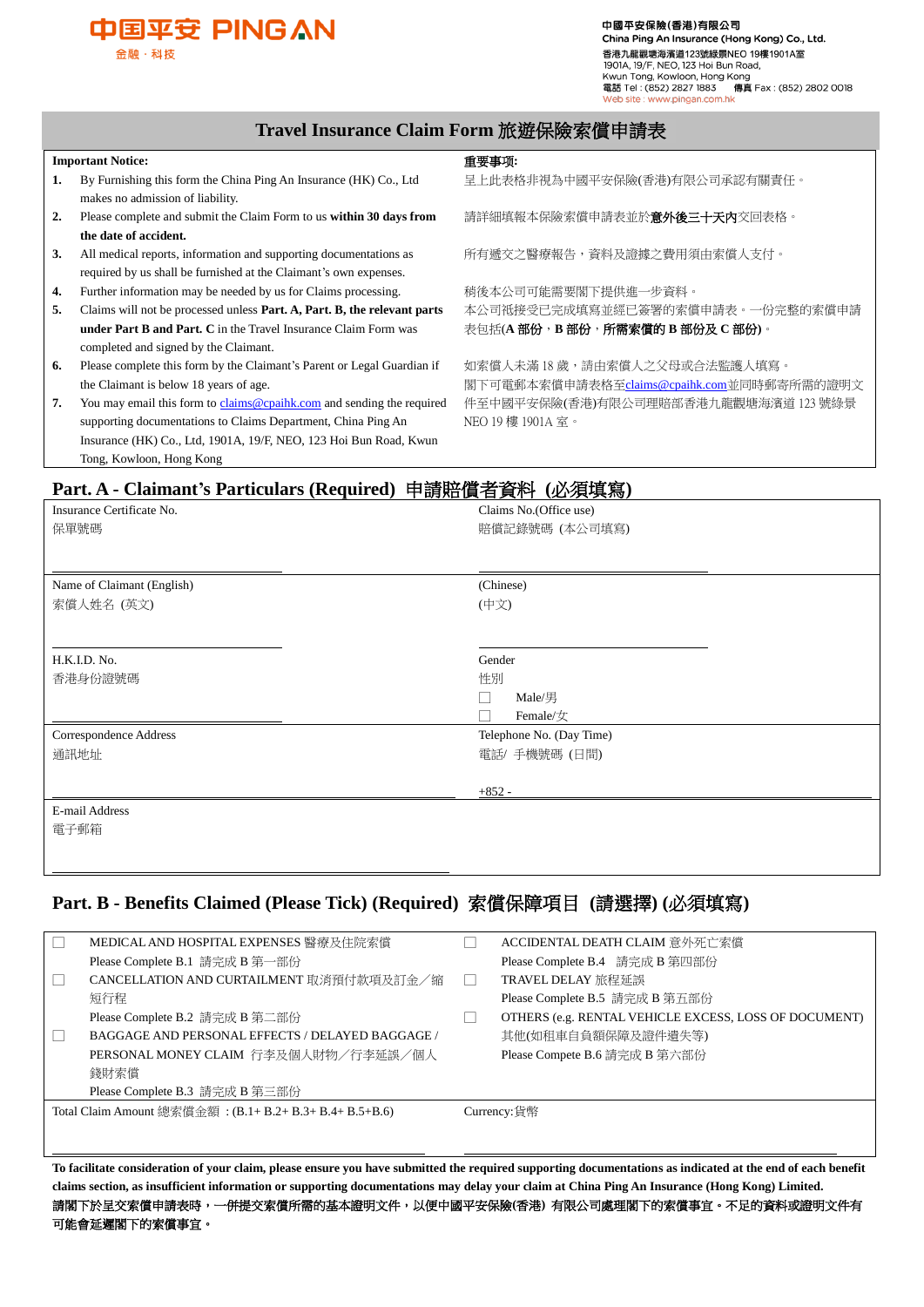中国平安 PING AN
金融·科技

中國平安保險(香港)有限公司
China Ping An Insurance (Hong Kong) Co., Ltd.
香港九龍觀塘海濱道123號綠景NEO 19樓1901A室
1901A, 19/F, NEO, 123 Hoi Bun Road,
Kwun Tong, Kowloon, Hong Kong
電話 Tel : (852) 2827 1883 傳真 Fax : (852) 2802 0018
Web site : www.pingan.com.hk

# Travel Insurance Claim Form 旅遊保險索償申請表

**Important Notice:**

1. By Furnishing this form the China Ping An Insurance (HK) Co., Ltd makes no admission of liability.
2. Please complete and submit the Claim Form to us **within 30 days from the date of accident.**
3. All medical reports, information and supporting documentations as required by us shall be furnished at the Claimant's own expenses.
4. Further information may be needed by us for Claims processing.
5. Claims will not be processed unless **Part. A, Part. B, the relevant parts under Part B and Part. C** in the Travel Insurance Claim Form was completed and signed by the Claimant.
6. Please complete this form by the Claimant's Parent or Legal Guardian if the Claimant is below 18 years of age.
7. You may email this form to claims@cpaihk.com and sending the required supporting documentations to Claims Department, China Ping An Insurance (HK) Co., Ltd, 1901A, 19/F, NEO, 123 Hoi Bun Road, Kwun Tong, Kowloon, Hong Kong

**重要事項:**

呈上此表格非視為中國平安保險(香港)有限公司承認有關責任。

請詳細填報本保險索償申請表並於**意外後三十天內**交回表格。

所有遞交之醫療報告，資料及證據之費用須由索償人支付。

稍後本公司可能需要閣下提供進一步資料。

本公司祇接受已完成填寫並經已簽署的索償申請表。一份完整的索償申請表包括(**A 部份，B 部份，所需索償的 B 部份及 C 部份)**。

如索償人未滿 18 歲，請由索償人之父母或合法監護人填寫。

閣下可電郵本索償申請表格至claims@cpaihk.com並同時郵寄所需的證明文件至中國平安保險(香港)有限公司理賠部香港九龍觀塘海濱道 123 號綠景 NEO 19 樓 1901A 室。

## Part. A - Claimant's Particulars (Required) 申請賠償者資料 (必須填寫)

| | |
|---|---|
| Insurance Certificate No.<br>保單號碼 | Claims No.(Office use)<br>賠償記錄號碼 (本公司填寫) |
| Name of Claimant (English)<br>索償人姓名 (英文) | (Chinese)<br>(中文) |
| H.K.I.D. No.<br>香港身份證號碼 | Gender<br>性別<br>☐ Male/男<br>☐ Female/女 |
| Correspondence Address<br>通訊地址 | Telephone No. (Day Time)<br>電話/ 手機號碼 (日間)<br>+852 - |
| E-mail Address<br>電子郵箱 | |

## Part. B - Benefits Claimed (Please Tick) (Required) 索償保障項目 (請選擇) (必須填寫)

| | |
|---|---|
| ☐ MEDICAL AND HOSPITAL EXPENSES 醫療及住院索償<br>Please Complete B.1 請完成 B 第一部份 | ☐ ACCIDENTAL DEATH CLAIM 意外死亡索償<br>Please Complete B.4 請完成 B 第四部份 |
| ☐ CANCELLATION AND CURTAILMENT 取消預付款項及訂金／縮短行程<br>Please Complete B.2 請完成 B 第二部份 | ☐ TRAVEL DELAY 旅程延誤<br>Please Complete B.5 請完成 B 第五部份 |
| ☐ BAGGAGE AND PERSONAL EFFECTS / DELAYED BAGGAGE / PERSONAL MONEY CLAIM 行李及個人財物／行李延誤／個人錢財索償<br>Please Complete B.3 請完成 B 第三部份 | ☐ OTHERS (e.g. RENTAL VEHICLE EXCESS, LOSS OF DOCUMENT)<br>其他(如租車自負額保障及證件遺失等)<br>Please Compete B.6 請完成 B 第六部份 |
| Total Claim Amount 總索償金額 : (B.1+ B.2+ B.3+ B.4+ B.5+B.6) | Currency:貨幣 |

**To facilitate consideration of your claim, please ensure you have submitted the required supporting documentations as indicated at the end of each benefit claims section, as insufficient information or supporting documentations may delay your claim at China Ping An Insurance (Hong Kong) Limited.**

**請閣下於呈交索償申請表時，一併提交索償所需的基本證明文件，以便中國平安保險(香港) 有限公司處理閣下的索償事宜。不足的資料或證明文件有可能會延遲閣下的索償事宜。**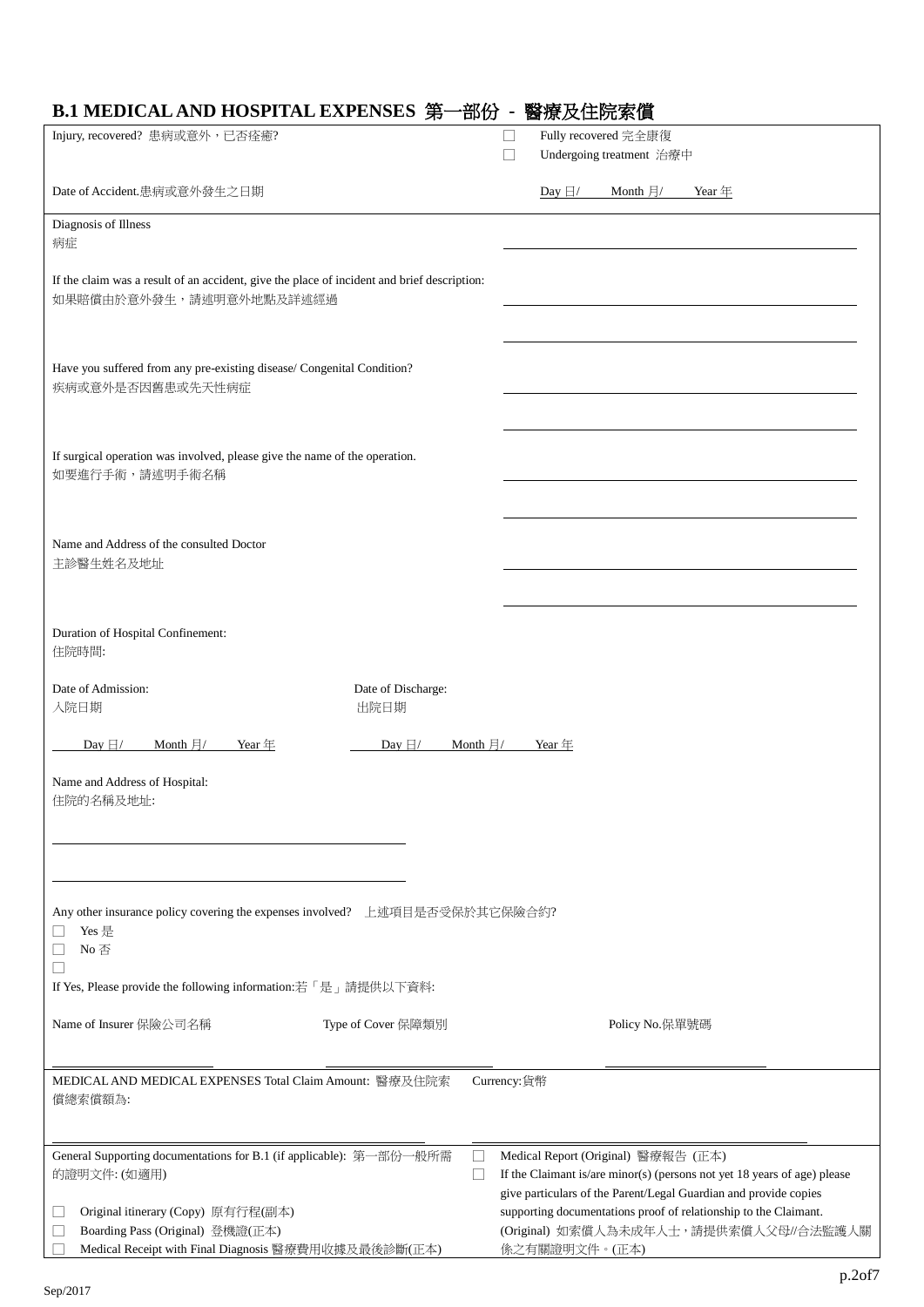## B.1 MEDICAL AND HOSPITAL EXPENSES 第一部份 - 醫療及住院索償

Injury, recovered? 患病或意外，已否痊癒?

☐ Fully recovered 完全康復
☐ Undergoing treatment 治療中

Date of Accident.患病或意外發生之日期 Day 日/ Month 月/ Year 年

Diagnosis of Illness
病症

If the claim was a result of an accident, give the place of incident and brief description:
如果賠償由於意外發生，請述明意外地點及詳述經過

Have you suffered from any pre-existing disease/ Congenital Condition?
疾病或意外是否因舊患或先天性病症

If surgical operation was involved, please give the name of the operation.
如要進行手術，請述明手術名稱

Name and Address of the consulted Doctor
主診醫生姓名及地址

Duration of Hospital Confinement:
住院時間:

Date of Admission: 入院日期 Day 日/ Month 月/ Year 年

Date of Discharge: 出院日期 Day 日/ Month 月/ Year 年

Name and Address of Hospital:
住院的名稱及地址:

Any other insurance policy covering the expenses involved? 上述項目是否受保於其它保險合約?

☐ Yes 是
☐ No 否
☐

If Yes, Please provide the following information:若「是」請提供以下資料:

| Name of Insurer 保險公司名稱 | Type of Cover 保障類別 | Policy No.保單號碼 |
|---|---|---|
| | | |

MEDICAL AND MEDICAL EXPENSES Total Claim Amount: 醫療及住院索償總索償額為: Currency:貨幣

General Supporting documentations for B.1 (if applicable): 第一部份一般所需的證明文件: (如適用)

☐ Original itinerary (Copy) 原有行程(副本)
☐ Boarding Pass (Original) 登機證(正本)
☐ Medical Receipt with Final Diagnosis 醫療費用收據及最後診斷(正本)
☐ Medical Report (Original) 醫療報告 (正本)
☐ If the Claimant is/are minor(s) (persons not yet 18 years of age) please give particulars of the Parent/Legal Guardian and provide copies supporting documentations proof of relationship to the Claimant. (Original) 如索償人為未成年人士，請提供索償人父母//合法監護人關係之有關證明文件。(正本)

Sep/2017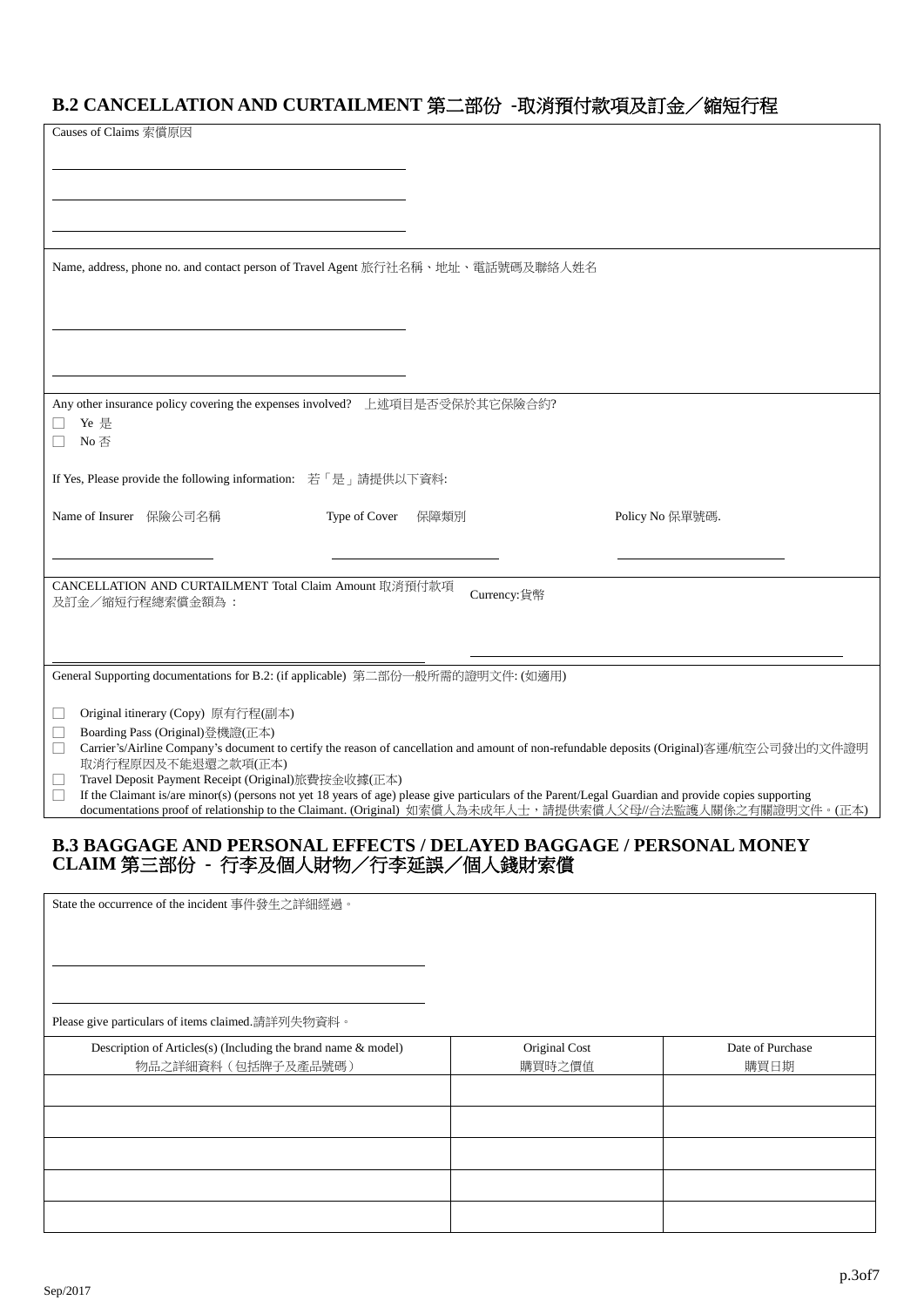## B.2 CANCELLATION AND CURTAILMENT 第二部份 -取消預付款項及訂金／縮短行程

Causes of Claims 索償原因

\_\_\_\_\_\_\_\_\_\_\_\_\_\_\_\_\_\_\_\_\_\_\_\_\_\_\_\_\_\_\_\_\_\_\_\_\_\_\_\_

\_\_\_\_\_\_\_\_\_\_\_\_\_\_\_\_\_\_\_\_\_\_\_\_\_\_\_\_\_\_\_\_\_\_\_\_\_\_\_\_

\_\_\_\_\_\_\_\_\_\_\_\_\_\_\_\_\_\_\_\_\_\_\_\_\_\_\_\_\_\_\_\_\_\_\_\_\_\_\_\_

Name, address, phone no. and contact person of Travel Agent 旅行社名稱、地址、電話號碼及聯絡人姓名

\_\_\_\_\_\_\_\_\_\_\_\_\_\_\_\_\_\_\_\_\_\_\_\_\_\_\_\_\_\_\_\_\_\_\_\_\_\_\_\_

\_\_\_\_\_\_\_\_\_\_\_\_\_\_\_\_\_\_\_\_\_\_\_\_\_\_\_\_\_\_\_\_\_\_\_\_\_\_\_\_

Any other insurance policy covering the expenses involved? 上述項目是否受保於其它保險合約?

- ☐ Ye 是
- ☐ No 否

If Yes, Please provide the following information: 若「是」請提供以下資料:

| Name of Insurer 保險公司名稱 | Type of Cover 保障類別 | Policy No 保單號碼. |
|---|---|---|
| | | |

CANCELLATION AND CURTAILMENT Total Claim Amount 取消預付款項及訂金／縮短行程總索償金額為： \_\_\_\_\_\_\_\_\_\_\_\_\_\_\_\_\_\_\_\_

Currency:貨幣 \_\_\_\_\_\_\_\_\_\_\_\_\_\_\_\_\_\_\_\_

General Supporting documentations for B.2: (if applicable) 第二部份一般所需的證明文件: (如適用)

- ☐ Original itinerary (Copy) 原有行程(副本)
- ☐ Boarding Pass (Original)登機證(正本)
- ☐ Carrier's/Airline Company's document to certify the reason of cancellation and amount of non-refundable deposits (Original)客運/航空公司發出的文件證明取消行程原因及不能退還之款項(正本)
- ☐ Travel Deposit Payment Receipt (Original)旅費按金收據(正本)
- ☐ If the Claimant is/are minor(s) (persons not yet 18 years of age) please give particulars of the Parent/Legal Guardian and provide copies supporting documentations proof of relationship to the Claimant. (Original) 如索償人為未成年人士，請提供索償人父母/合法監護人關係之有關證明文件。(正本)

## B.3 BAGGAGE AND PERSONAL EFFECTS / DELAYED BAGGAGE / PERSONAL MONEY CLAIM 第三部份 - 行李及個人財物／行李延誤／個人錢財索償

State the occurrence of the incident 事件發生之詳細經過。

\_\_\_\_\_\_\_\_\_\_\_\_\_\_\_\_\_\_\_\_\_\_\_\_\_\_\_\_\_\_\_\_\_\_\_\_\_\_\_\_

\_\_\_\_\_\_\_\_\_\_\_\_\_\_\_\_\_\_\_\_\_\_\_\_\_\_\_\_\_\_\_\_\_\_\_\_\_\_\_\_

Please give particulars of items claimed.請詳列失物資料。

| Description of Articles(s) (Including the brand name & model) 物品之詳細資料（包括牌子及產品號碼） | Original Cost 購買時之價值 | Date of Purchase 購買日期 |
|---|---|---|
| | | |
| | | |
| | | |
| | | |
| | | |

Sep/2017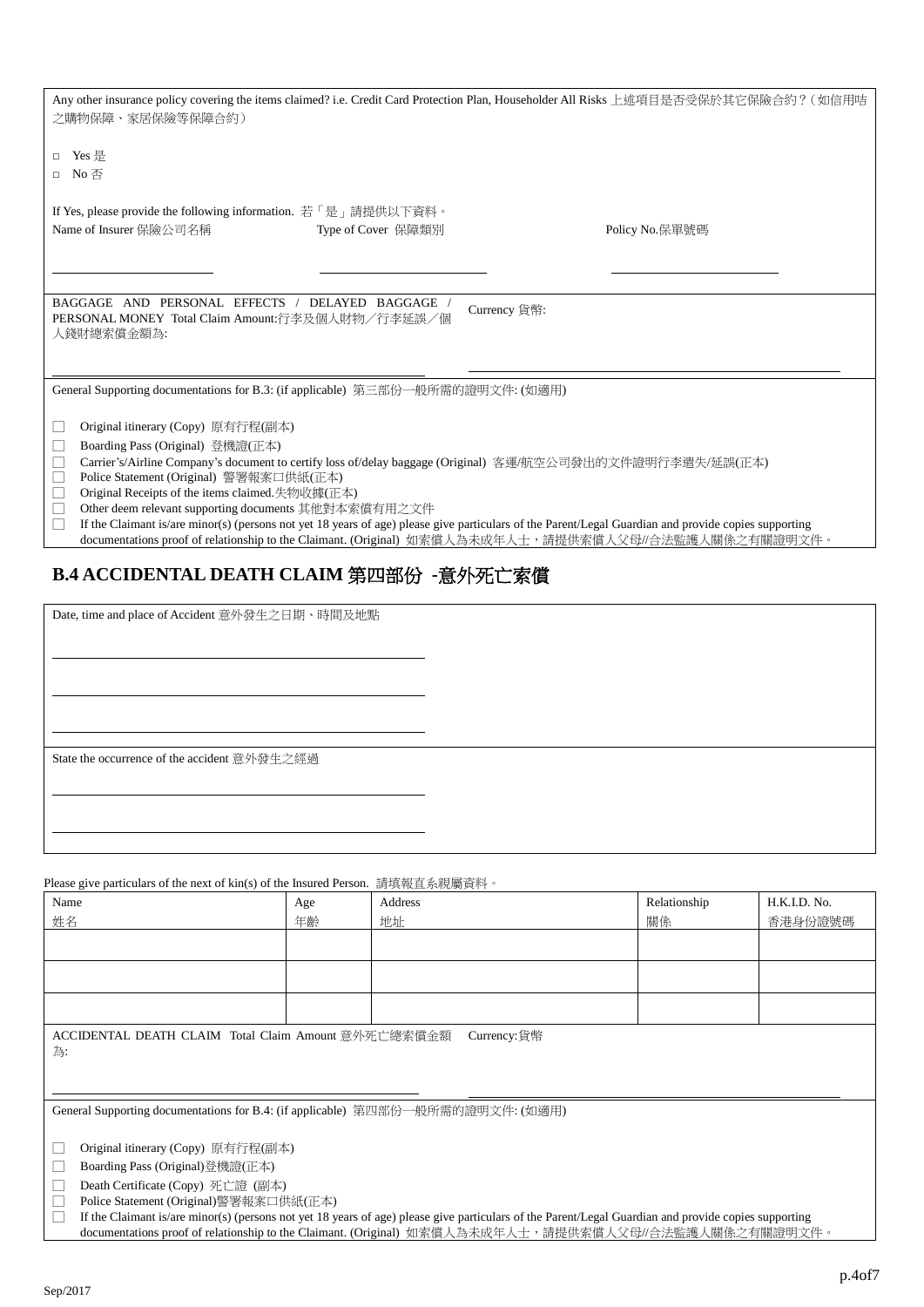Any other insurance policy covering the items claimed? i.e. Credit Card Protection Plan, Householder All Risks 上述項目是否受保於其它保險合約？(如信用咭之購物保障、家居保險等保障合約)

□ Yes 是
□ No 否

If Yes, please provide the following information. 若「是」請提供以下資料。

Name of Insurer 保險公司名稱 ______________ Type of Cover 保障類別 ______________ Policy No.保單號碼 ______________

BAGGAGE AND PERSONAL EFFECTS / DELAYED BAGGAGE / PERSONAL MONEY Total Claim Amount:行李及個人財物／行李延誤／個人錢財總索償金額為: ______________ Currency 貨幣: ______________

General Supporting documentations for B.3: (if applicable) 第三部份一般所需的證明文件: (如適用)

- ☐ Original itinerary (Copy) 原有行程(副本)
- ☐ Boarding Pass (Original) 登機證(正本)
- ☐ Carrier's/Airline Company's document to certify loss of/delay baggage (Original) 客運/航空公司發出的文件證明行李遺失/延誤(正本)
- ☐ Police Statement (Original) 警署報案口供紙(正本)
- ☐ Original Receipts of the items claimed.失物收據(正本)
- ☐ Other deem relevant supporting documents 其他對本索償有用之文件
- ☐ If the Claimant is/are minor(s) (persons not yet 18 years of age) please give particulars of the Parent/Legal Guardian and provide copies supporting documentations proof of relationship to the Claimant. (Original) 如索償人為未成年人士，請提供索償人父母/合法監護人關係之有關證明文件。

## B.4 ACCIDENTAL DEATH CLAIM 第四部份 -意外死亡索償

Date, time and place of Accident 意外發生之日期、時間及地點

______________

______________

______________

State the occurrence of the accident 意外發生之經過

______________

______________

Please give particulars of the next of kin(s) of the Insured Person. 請填報直系親屬資料。

| Name 姓名 | Age 年齡 | Address 地址 | Relationship 關係 | H.K.I.D. No. 香港身份證號碼 |
|---|---|---|---|---|
| | | | | |
| | | | | |
| | | | | |

ACCIDENTAL DEATH CLAIM Total Claim Amount 意外死亡總索償金額為: ______________ Currency:貨幣 ______________

General Supporting documentations for B.4: (if applicable) 第四部份一般所需的證明文件: (如適用)

- ☐ Original itinerary (Copy) 原有行程(副本)
- ☐ Boarding Pass (Original)登機證(正本)
- ☐ Death Certificate (Copy) 死亡證 (副本)
- ☐ Police Statement (Original)警署報案口供紙(正本)
- ☐ If the Claimant is/are minor(s) (persons not yet 18 years of age) please give particulars of the Parent/Legal Guardian and provide copies supporting documentations proof of relationship to the Claimant. (Original) 如索償人為未成年人士，請提供索償人父母/合法監護人關係之有關證明文件。

Sep/2017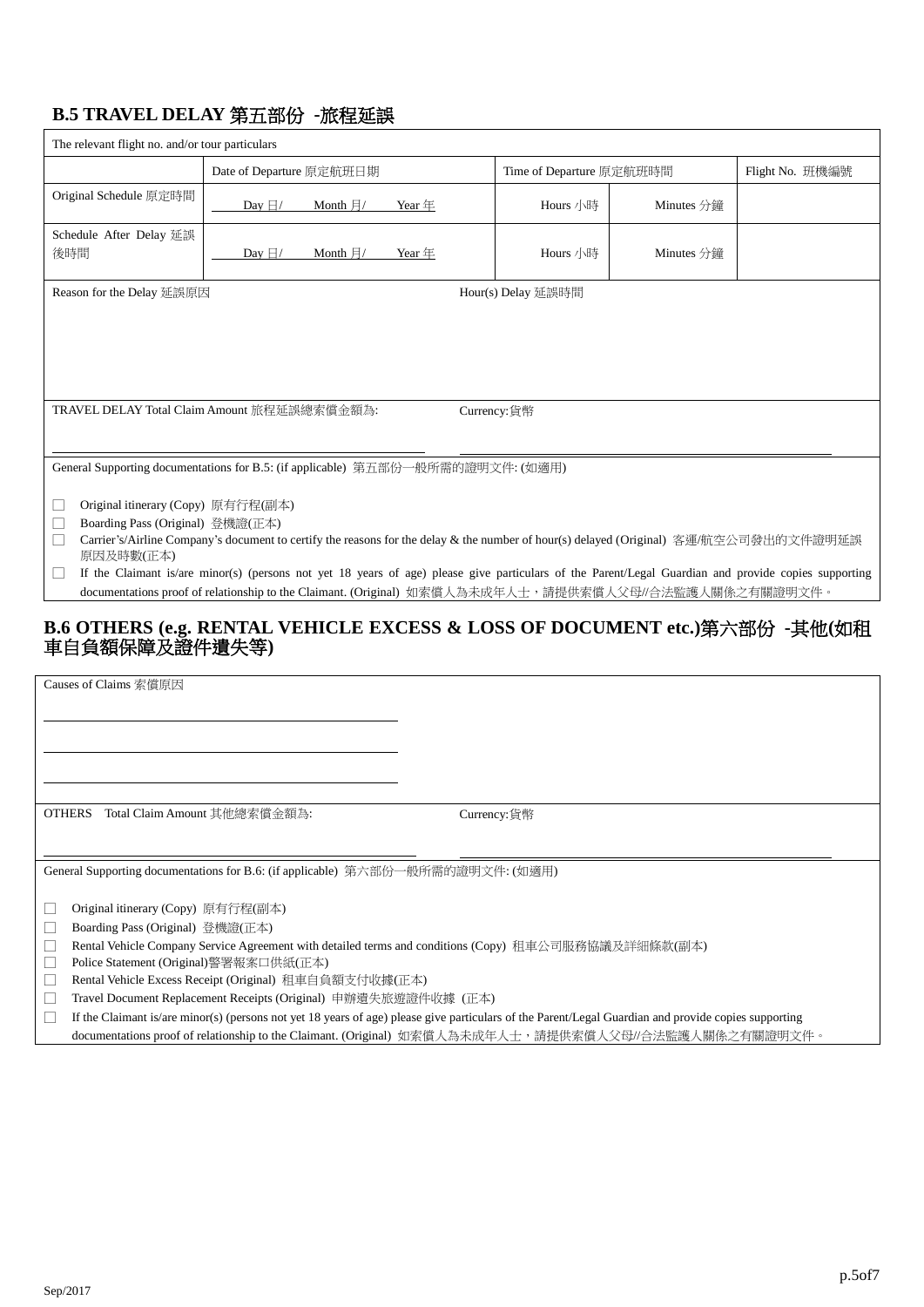## B.5 TRAVEL DELAY 第五部份 -旅程延誤

The relevant flight no. and/or tour particulars

| | Date of Departure 原定航班日期 | Time of Departure 原定航班時間 | | Flight No. 班機編號 |
|---|---|---|---|---|
| Original Schedule 原定時間 | Day 日/ Month 月/ Year 年 | Hours 小時 | Minutes 分鐘 | |
| Schedule After Delay 延誤後時間 | Day 日/ Month 月/ Year 年 | Hours 小時 | Minutes 分鐘 | |

Reason for the Delay 延誤原因

Hour(s) Delay 延誤時間

TRAVEL DELAY Total Claim Amount 旅程延誤總索償金額為: ______________________

Currency:貨幣 ______________________

General Supporting documentations for B.5: (if applicable) 第五部份一般所需的證明文件: (如適用)

- ☐ Original itinerary (Copy) 原有行程(副本)
- ☐ Boarding Pass (Original) 登機證(正本)
- ☐ Carrier's/Airline Company's document to certify the reasons for the delay & the number of hour(s) delayed (Original) 客運/航空公司發出的文件證明延誤原因及時數(正本)
- ☐ If the Claimant is/are minor(s) (persons not yet 18 years of age) please give particulars of the Parent/Legal Guardian and provide copies supporting documentations proof of relationship to the Claimant. (Original) 如索償人為未成年人士，請提供索償人父母//合法監護人關係之有關證明文件。

## B.6 OTHERS (e.g. RENTAL VEHICLE EXCESS & LOSS OF DOCUMENT etc.)第六部份 -其他(如租車自負額保障及證件遺失等)

Causes of Claims 索償原因

______________________

______________________

______________________

OTHERS Total Claim Amount 其他總索償金額為: ______________________

Currency:貨幣 ______________________

General Supporting documentations for B.6: (if applicable) 第六部份一般所需的證明文件: (如適用)

- ☐ Original itinerary (Copy) 原有行程(副本)
- ☐ Boarding Pass (Original) 登機證(正本)
- ☐ Rental Vehicle Company Service Agreement with detailed terms and conditions (Copy) 租車公司服務協議及詳細條款(副本)
- ☐ Police Statement (Original)警署報案口供紙(正本)
- ☐ Rental Vehicle Excess Receipt (Original) 租車自負額支付收據(正本)
- ☐ Travel Document Replacement Receipts (Original) 申辦遺失旅遊證件收據 (正本)
- ☐ If the Claimant is/are minor(s) (persons not yet 18 years of age) please give particulars of the Parent/Legal Guardian and provide copies supporting documentations proof of relationship to the Claimant. (Original) 如索償人為未成年人士，請提供索償人父母//合法監護人關係之有關證明文件。

Sep/2017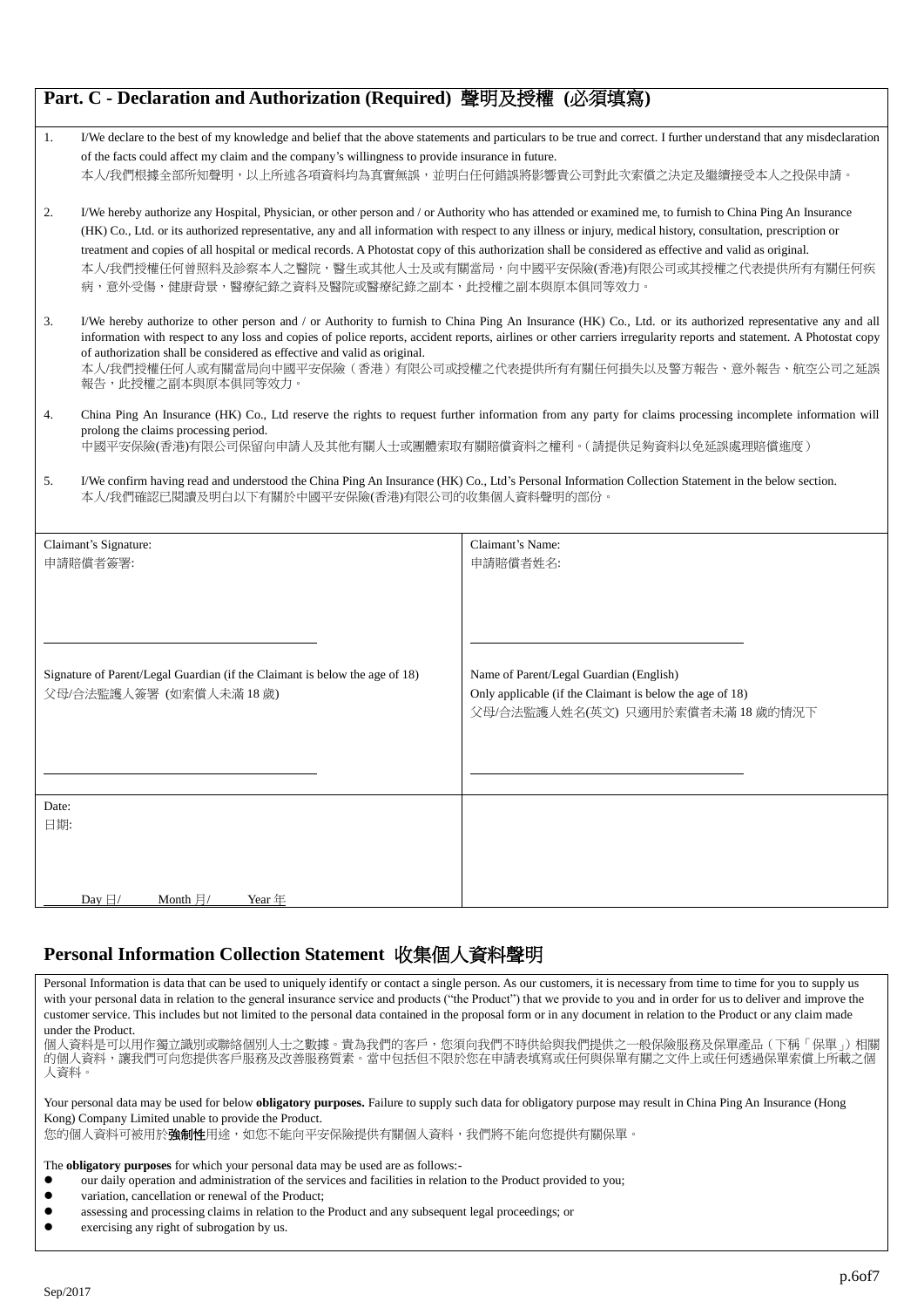## Part. C - Declaration and Authorization (Required) 聲明及授權 (必須填寫)

1. I/We declare to the best of my knowledge and belief that the above statements and particulars to be true and correct. I further understand that any misdeclaration of the facts could affect my claim and the company's willingness to provide insurance in future.
本人/我們根據全部所知聲明，以上所述各項資料均為真實無誤，並明白任何錯誤將影響貴公司對此次索償之決定及繼續接受本人之投保申請。

2. I/We hereby authorize any Hospital, Physician, or other person and / or Authority who has attended or examined me, to furnish to China Ping An Insurance (HK) Co., Ltd. or its authorized representative, any and all information with respect to any illness or injury, medical history, consultation, prescription or treatment and copies of all hospital or medical records. A Photostat copy of this authorization shall be considered as effective and valid as original.
本人/我們授權任何曾照料及診察本人之醫院，醫生或其他人士及或有關當局，向中國平安保險(香港)有限公司或其授權之代表提供所有有關任何疾病，意外受傷，健康背景，醫療紀錄之資料及醫院或醫療紀錄之副本，此授權之副本與原本俱同等效力。

3. I/We hereby authorize to other person and / or Authority to furnish to China Ping An Insurance (HK) Co., Ltd. or its authorized representative any and all information with respect to any loss and copies of police reports, accident reports, airlines or other carriers irregularity reports and statement. A Photostat copy of authorization shall be considered as effective and valid as original.
本人/我們授權任何人或有關當局向中國平安保險（香港）有限公司或授權之代表提供所有有關任何損失以及警方報告、意外報告、航空公司之延誤報告，此授權之副本與原本俱同等效力。

4. China Ping An Insurance (HK) Co., Ltd reserve the rights to request further information from any party for claims processing incomplete information will prolong the claims processing period.
中國平安保險(香港)有限公司保留向申請人及其他有關人士或團體索取有關賠償資料之權利。(請提供足夠資料以免延誤處理賠償進度)

5. I/We confirm having read and understood the China Ping An Insurance (HK) Co., Ltd's Personal Information Collection Statement in the below section.
本人/我們確認已閱讀及明白以下有關於中國平安保險(香港)有限公司的收集個人資料聲明的部份。

| Claimant's Signature:<br>申請賠償者簽署:<br><br>\_\_\_\_\_\_\_\_\_\_\_\_\_\_\_\_\_\_\_\_ | Claimant's Name:<br>申請賠償者姓名:<br><br>\_\_\_\_\_\_\_\_\_\_\_\_\_\_\_\_\_\_\_\_ |
|---|---|
| Signature of Parent/Legal Guardian (if the Claimant is below the age of 18)<br>父母/合法監護人簽署 (如索償人未滿 18 歲)<br><br>\_\_\_\_\_\_\_\_\_\_\_\_\_\_\_\_\_\_\_\_ | Name of Parent/Legal Guardian (English)<br>Only applicable (if the Claimant is below the age of 18)<br>父母/合法監護人姓名(英文) 只適用於索償者未滿 18 歲的情況下<br><br>\_\_\_\_\_\_\_\_\_\_\_\_\_\_\_\_\_\_\_\_ |
| Date:<br>日期:<br><br>\_\_\_\_Day 日/\_\_\_\_Month 月/\_\_\_\_Year 年 | |

## Personal Information Collection Statement 收集個人資料聲明

Personal Information is data that can be used to uniquely identify or contact a single person. As our customers, it is necessary from time to time for you to supply us with your personal data in relation to the general insurance service and products ("the Product") that we provide to you and in order for us to deliver and improve the customer service. This includes but not limited to the personal data contained in the proposal form or in any document in relation to the Product or any claim made under the Product.
個人資料是可以用作獨立識別或聯絡個別人士之數據。貴為我們的客戶，您須向我們不時供給與我們提供之一般保險服務及保單產品（下稱「保單」）相關的個人資料，讓我們可向您提供客戶服務及改善服務質素。當中包括但不限於您在申請表填寫或任何與保單有關之文件上或任何透過保單索償上所載之個人資料。

Your personal data may be used for below **obligatory purposes.** Failure to supply such data for obligatory purpose may result in China Ping An Insurance (Hong Kong) Company Limited unable to provide the Product.
您的個人資料可被用於**強制性**用途，如您不能向平安保險提供有關個人資料，我們將不能向您提供有關保單。

The **obligatory purposes** for which your personal data may be used are as follows:-

- our daily operation and administration of the services and facilities in relation to the Product provided to you;
- variation, cancellation or renewal of the Product;
- assessing and processing claims in relation to the Product and any subsequent legal proceedings; or
- exercising any right of subrogation by us.

Sep/2017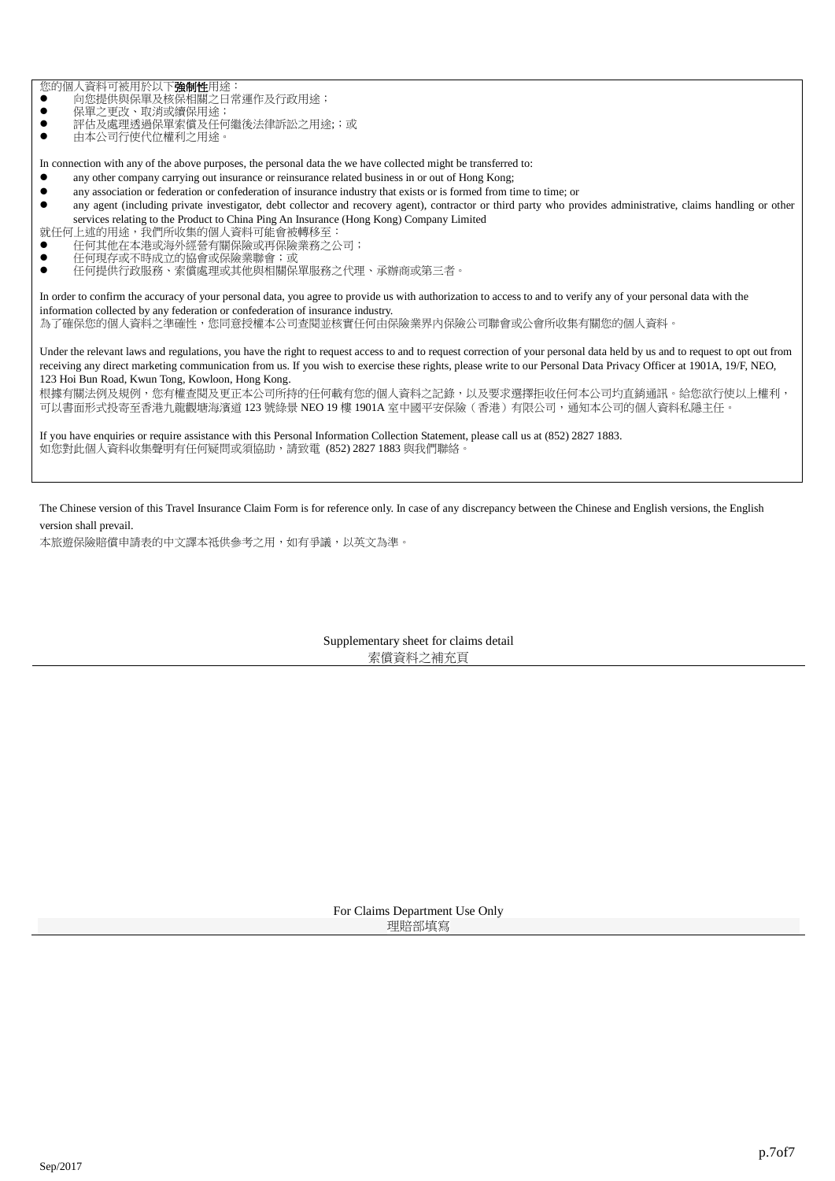您的個人資料可被用於以下**強制性**用途：

- 向您提供與保單及核保相關之日常運作及行政用途；
- 保單之更改、取消或續保用途；
- 評估及處理透過保單索償及任何繼後法律訴訟之用途;；或
- 由本公司行使代位權利之用途。

In connection with any of the above purposes, the personal data the we have collected might be transferred to:

- any other company carrying out insurance or reinsurance related business in or out of Hong Kong;
- any association or federation or confederation of insurance industry that exists or is formed from time to time; or
- any agent (including private investigator, debt collector and recovery agent), contractor or third party who provides administrative, claims handling or other services relating to the Product to China Ping An Insurance (Hong Kong) Company Limited

就任何上述的用途，我們所收集的個人資料可能會被轉移至：

- 任何其他在本港或海外經營有關保險或再保險業務之公司；
- 任何現存或不時成立的協會或保險業聯會；或
- 任何提供行政服務、索償處理或其他與相關保單服務之代理、承辦商或第三者。

In order to confirm the accuracy of your personal data, you agree to provide us with authorization to access to and to verify any of your personal data with the information collected by any federation or confederation of insurance industry.
為了確保您的個人資料之準確性，您同意授權本公司查閱並核實任何由保險業界內保險公司聯會或公會所收集有關您的個人資料。

Under the relevant laws and regulations, you have the right to request access to and to request correction of your personal data held by us and to request to opt out from receiving any direct marketing communication from us. If you wish to exercise these rights, please write to our Personal Data Privacy Officer at 1901A, 19/F, NEO, 123 Hoi Bun Road, Kwun Tong, Kowloon, Hong Kong.
根據有關法例及規例，您有權查閱及更正本公司所持的任何載有您的個人資料之記錄，以及要求選擇拒收任何本公司均直銷通訊。給您欲行使以上權利，可以書面形式投寄至香港九龍觀塘海濱道 123 號綠景 NEO 19 樓 1901A 室中國平安保險（香港）有限公司，通知本公司的個人資料私隱主任。

If you have enquiries or require assistance with this Personal Information Collection Statement, please call us at (852) 2827 1883.
如您對此個人資料收集聲明有任何疑問或須協助，請致電 (852) 2827 1883 與我們聯絡。

The Chinese version of this Travel Insurance Claim Form is for reference only. In case of any discrepancy between the Chinese and English versions, the English version shall prevail.
本旅遊保險賠償申請表的中文譯本祗供參考之用，如有爭議，以英文為準。

## Supplementary sheet for claims detail
## 索償資料之補充頁

## For Claims Department Use Only
## 理賠部填寫

Sep/2017